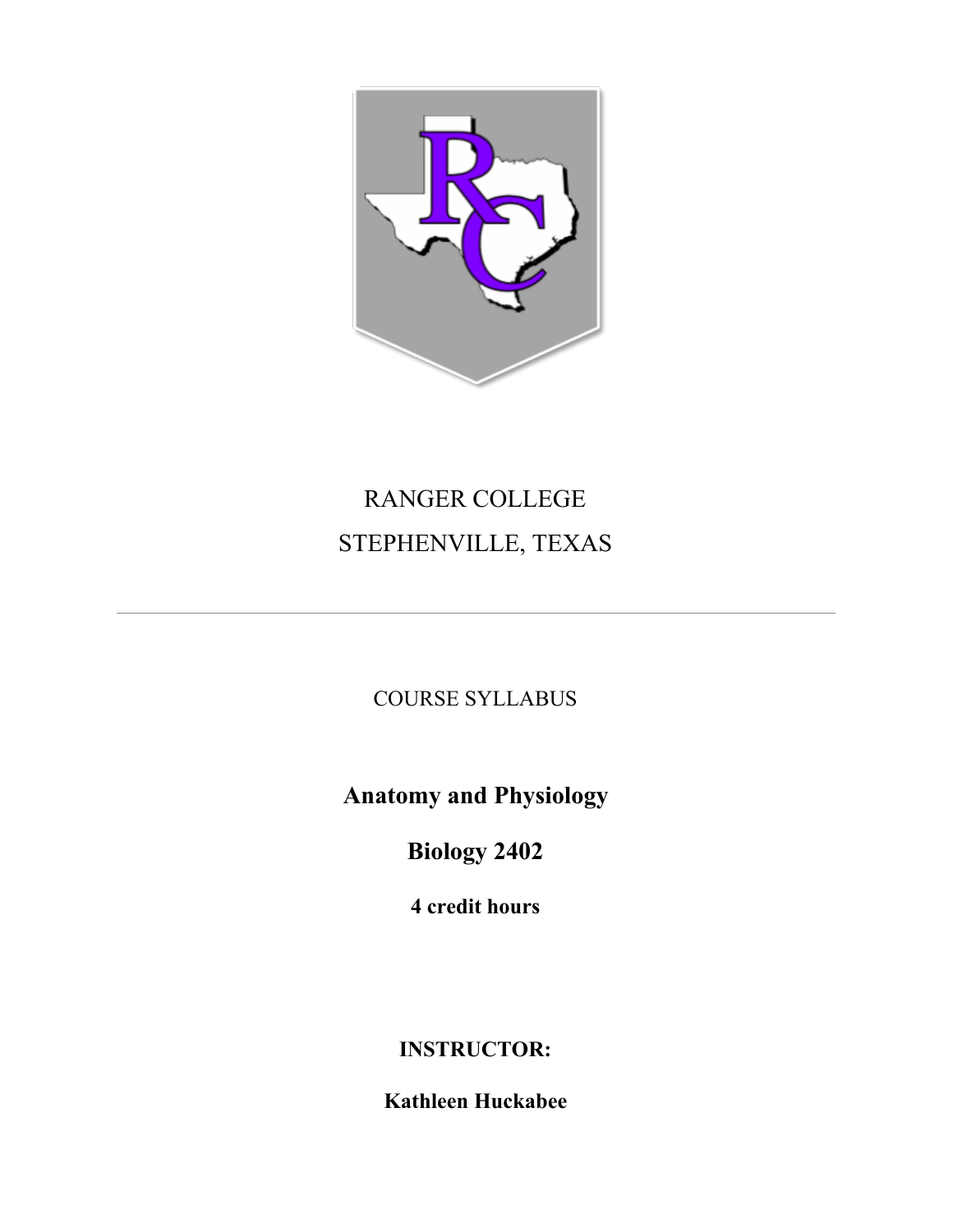RANGER COLLEGE

STEPHENVILLE, TEXAS

---

COURSE SYLLABUS

# Anatomy and Physiology

# Biology 2402

**4 credit hours**

**INSTRUCTOR:**

**Kathleen Huckabee**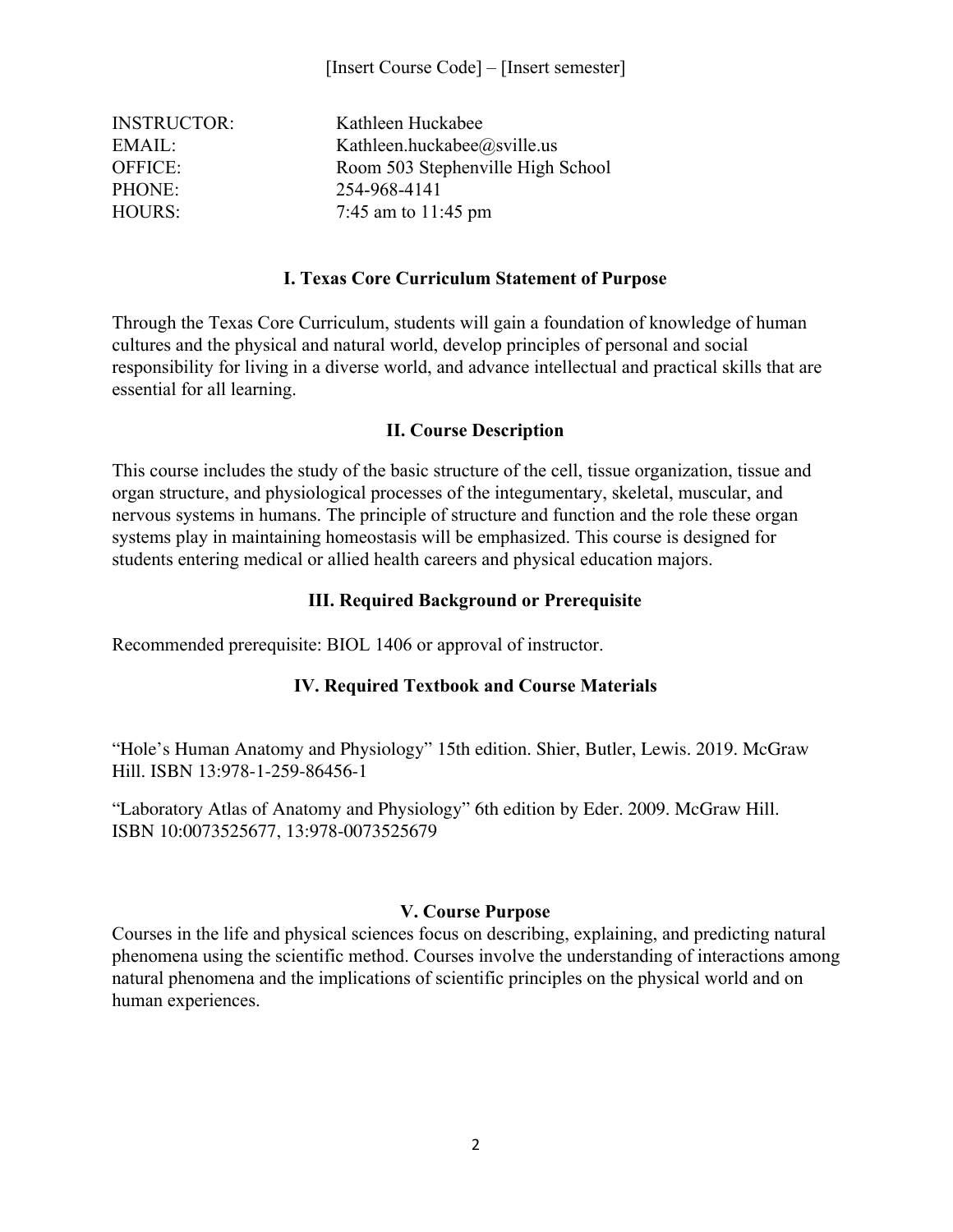[Insert Course Code] – [Insert semester]

| | |
|---|---|
| INSTRUCTOR: | Kathleen Huckabee |
| EMAIL: | Kathleen.huckabee@sville.us |
| OFFICE: | Room 503 Stephenville High School |
| PHONE: | 254-968-4141 |
| HOURS: | 7:45 am to 11:45 pm |

## I. Texas Core Curriculum Statement of Purpose

Through the Texas Core Curriculum, students will gain a foundation of knowledge of human cultures and the physical and natural world, develop principles of personal and social responsibility for living in a diverse world, and advance intellectual and practical skills that are essential for all learning.

## II. Course Description

This course includes the study of the basic structure of the cell, tissue organization, tissue and organ structure, and physiological processes of the integumentary, skeletal, muscular, and nervous systems in humans. The principle of structure and function and the role these organ systems play in maintaining homeostasis will be emphasized. This course is designed for students entering medical or allied health careers and physical education majors.

## III. Required Background or Prerequisite

Recommended prerequisite: BIOL 1406 or approval of instructor.

## IV. Required Textbook and Course Materials

"Hole's Human Anatomy and Physiology" 15th edition. Shier, Butler, Lewis. 2019. McGraw Hill. ISBN 13:978-1-259-86456-1

"Laboratory Atlas of Anatomy and Physiology" 6th edition by Eder. 2009. McGraw Hill. ISBN 10:0073525677, 13:978-0073525679

## V. Course Purpose

Courses in the life and physical sciences focus on describing, explaining, and predicting natural phenomena using the scientific method. Courses involve the understanding of interactions among natural phenomena and the implications of scientific principles on the physical world and on human experiences.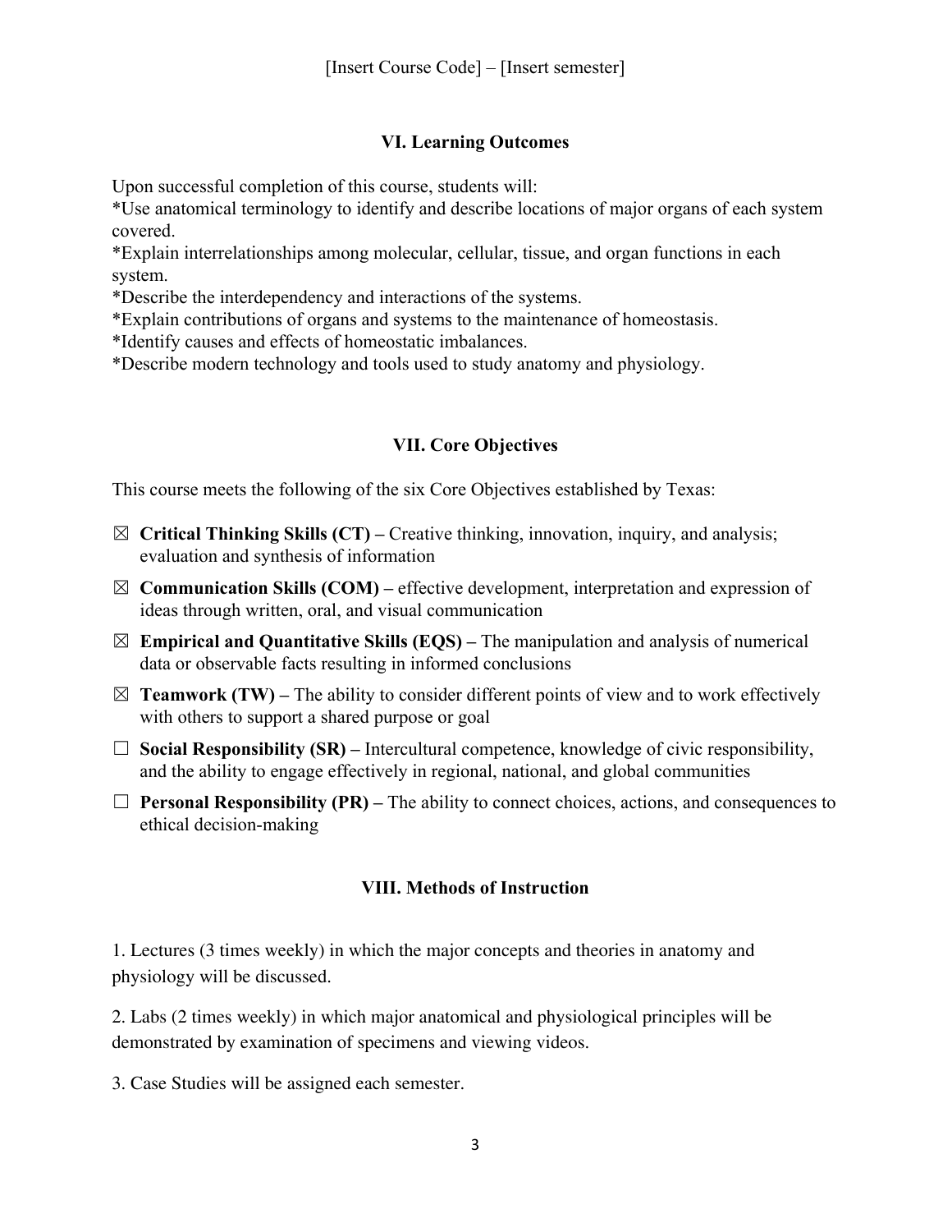### VI. Learning Outcomes

Upon successful completion of this course, students will:

*Use anatomical terminology to identify and describe locations of major organs of each system covered.

*Explain interrelationships among molecular, cellular, tissue, and organ functions in each system.

*Describe the interdependency and interactions of the systems.

*Explain contributions of organs and systems to the maintenance of homeostasis.

*Identify causes and effects of homeostatic imbalances.

*Describe modern technology and tools used to study anatomy and physiology.

### VII. Core Objectives

This course meets the following of the six Core Objectives established by Texas:

- ☒ **Critical Thinking Skills (CT) –** Creative thinking, innovation, inquiry, and analysis; evaluation and synthesis of information
- ☒ **Communication Skills (COM) –** effective development, interpretation and expression of ideas through written, oral, and visual communication
- ☒ **Empirical and Quantitative Skills (EQS) –** The manipulation and analysis of numerical data or observable facts resulting in informed conclusions
- ☒ **Teamwork (TW) –** The ability to consider different points of view and to work effectively with others to support a shared purpose or goal
- ☐ **Social Responsibility (SR) –** Intercultural competence, knowledge of civic responsibility, and the ability to engage effectively in regional, national, and global communities
- ☐ **Personal Responsibility (PR) –** The ability to connect choices, actions, and consequences to ethical decision-making

### VIII. Methods of Instruction

1. Lectures (3 times weekly) in which the major concepts and theories in anatomy and physiology will be discussed.

2. Labs (2 times weekly) in which major anatomical and physiological principles will be demonstrated by examination of specimens and viewing videos.

3. Case Studies will be assigned each semester.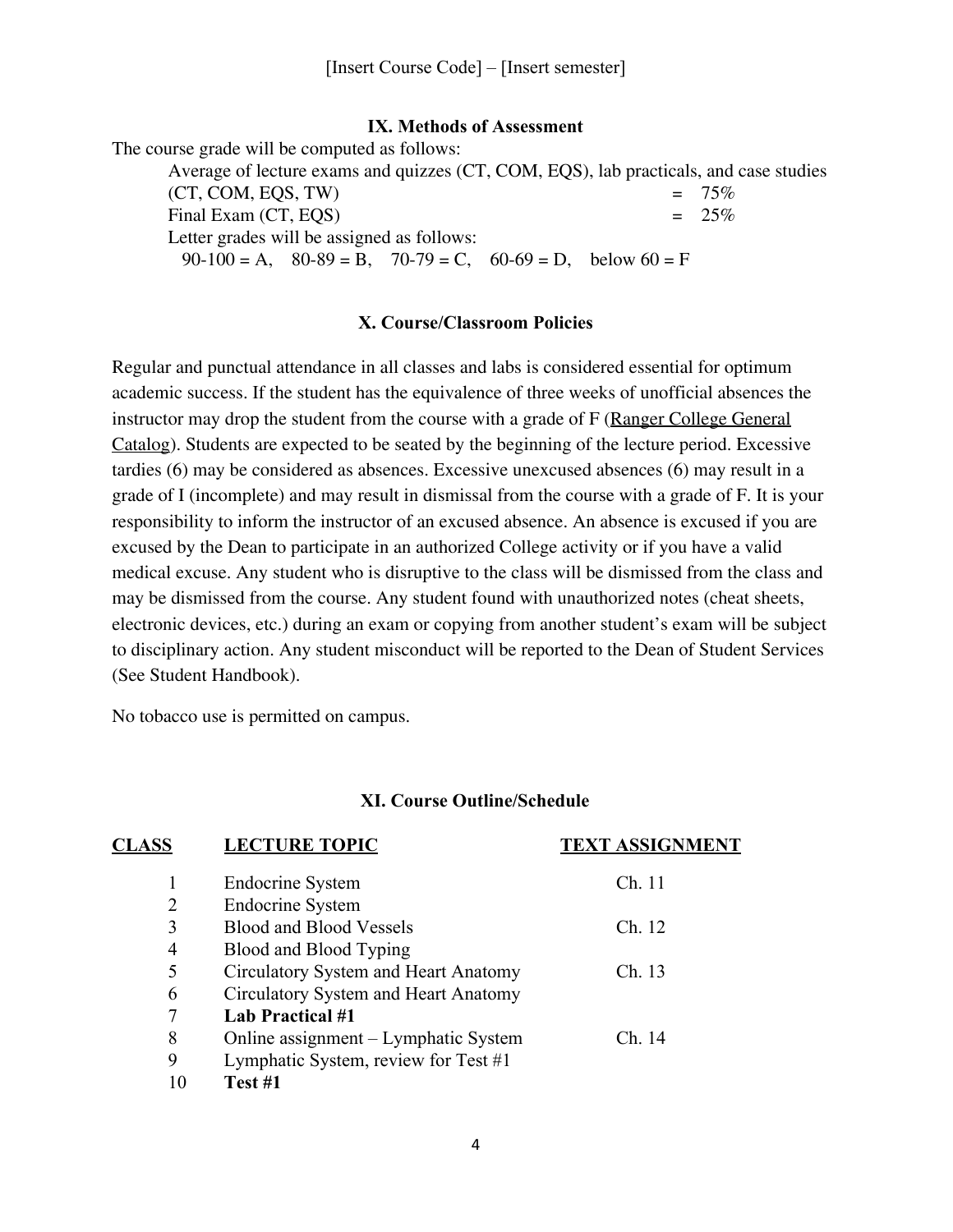## IX. Methods of Assessment

The course grade will be computed as follows:

Average of lecture exams and quizzes (CT, COM, EQS), lab practicals, and case studies (CT, COM, EQS, TW) = 75%

Final Exam (CT, EQS) = 25%

Letter grades will be assigned as follows:

90-100 = A, 80-89 = B, 70-79 = C, 60-69 = D, below 60 = F

## X. Course/Classroom Policies

Regular and punctual attendance in all classes and labs is considered essential for optimum academic success. If the student has the equivalence of three weeks of unofficial absences the instructor may drop the student from the course with a grade of F (Ranger College General Catalog). Students are expected to be seated by the beginning of the lecture period. Excessive tardies (6) may be considered as absences. Excessive unexcused absences (6) may result in a grade of I (incomplete) and may result in dismissal from the course with a grade of F. It is your responsibility to inform the instructor of an excused absence. An absence is excused if you are excused by the Dean to participate in an authorized College activity or if you have a valid medical excuse. Any student who is disruptive to the class will be dismissed from the class and may be dismissed from the course. Any student found with unauthorized notes (cheat sheets, electronic devices, etc.) during an exam or copying from another student's exam will be subject to disciplinary action. Any student misconduct will be reported to the Dean of Student Services (See Student Handbook).

No tobacco use is permitted on campus.

## XI. Course Outline/Schedule

| CLASS | LECTURE TOPIC | TEXT ASSIGNMENT |
|---|---|---|
| 1 | Endocrine System | Ch. 11 |
| 2 | Endocrine System | |
| 3 | Blood and Blood Vessels | Ch. 12 |
| 4 | Blood and Blood Typing | |
| 5 | Circulatory System and Heart Anatomy | Ch. 13 |
| 6 | Circulatory System and Heart Anatomy | |
| 7 | **Lab Practical #1** | |
| 8 | Online assignment – Lymphatic System | Ch. 14 |
| 9 | Lymphatic System, review for Test #1 | |
| 10 | **Test #1** | |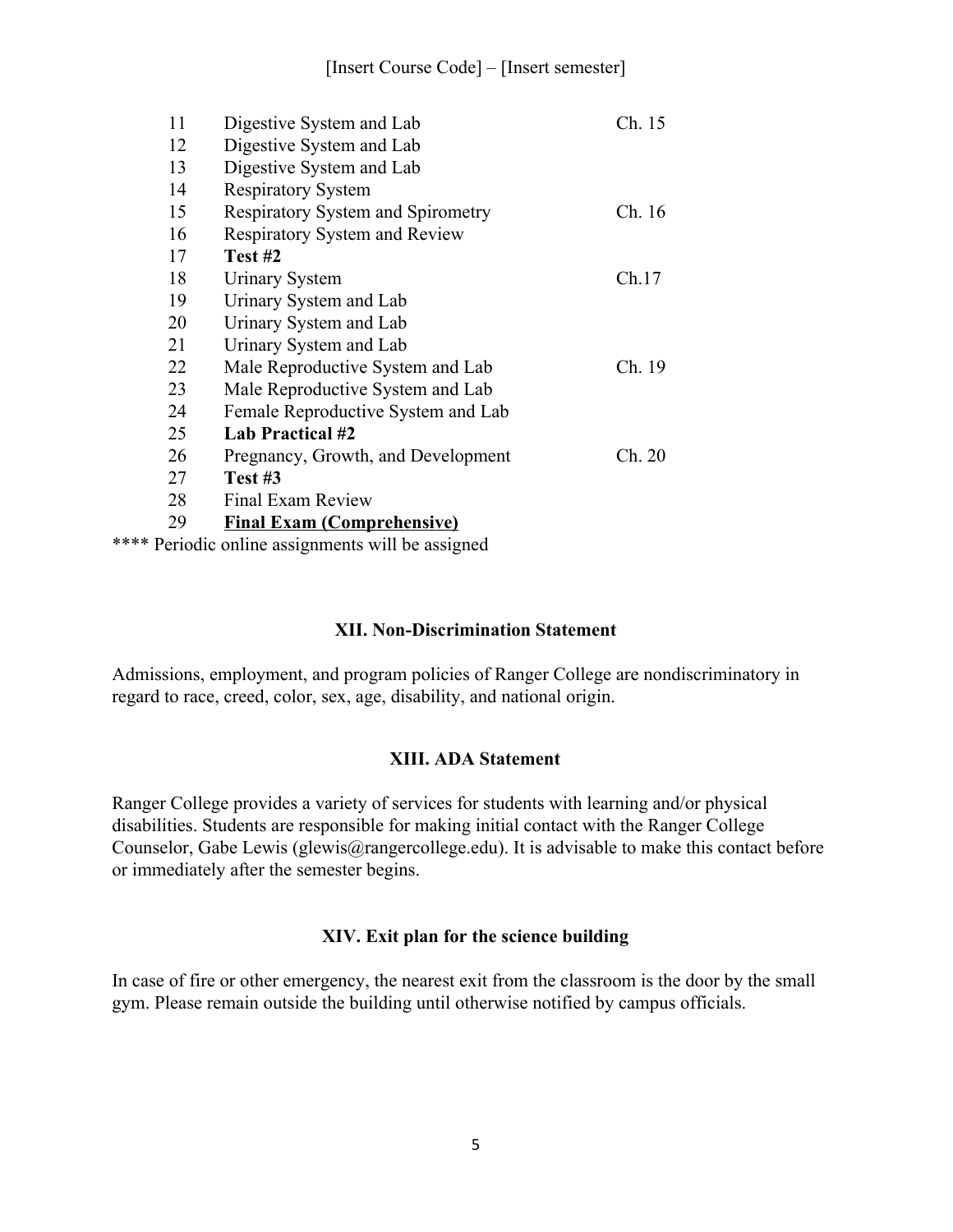| | | |
|---|---|---|
| 11 | Digestive System and Lab | Ch. 15 |
| 12 | Digestive System and Lab | |
| 13 | Digestive System and Lab | |
| 14 | Respiratory System | |
| 15 | Respiratory System and Spirometry | Ch. 16 |
| 16 | Respiratory System and Review | |
| 17 | **Test #2** | |
| 18 | Urinary System | Ch.17 |
| 19 | Urinary System and Lab | |
| 20 | Urinary System and Lab | |
| 21 | Urinary System and Lab | |
| 22 | Male Reproductive System and Lab | Ch. 19 |
| 23 | Male Reproductive System and Lab | |
| 24 | Female Reproductive System and Lab | |
| 25 | **Lab Practical #2** | |
| 26 | Pregnancy, Growth, and Development | Ch. 20 |
| 27 | **Test #3** | |
| 28 | Final Exam Review | |
| 29 | **Final Exam (Comprehensive)** | |

**** Periodic online assignments will be assigned

## XII. Non-Discrimination Statement

Admissions, employment, and program policies of Ranger College are nondiscriminatory in regard to race, creed, color, sex, age, disability, and national origin.

## XIII. ADA Statement

Ranger College provides a variety of services for students with learning and/or physical disabilities. Students are responsible for making initial contact with the Ranger College Counselor, Gabe Lewis (glewis@rangercollege.edu). It is advisable to make this contact before or immediately after the semester begins.

## XIV. Exit plan for the science building

In case of fire or other emergency, the nearest exit from the classroom is the door by the small gym. Please remain outside the building until otherwise notified by campus officials.